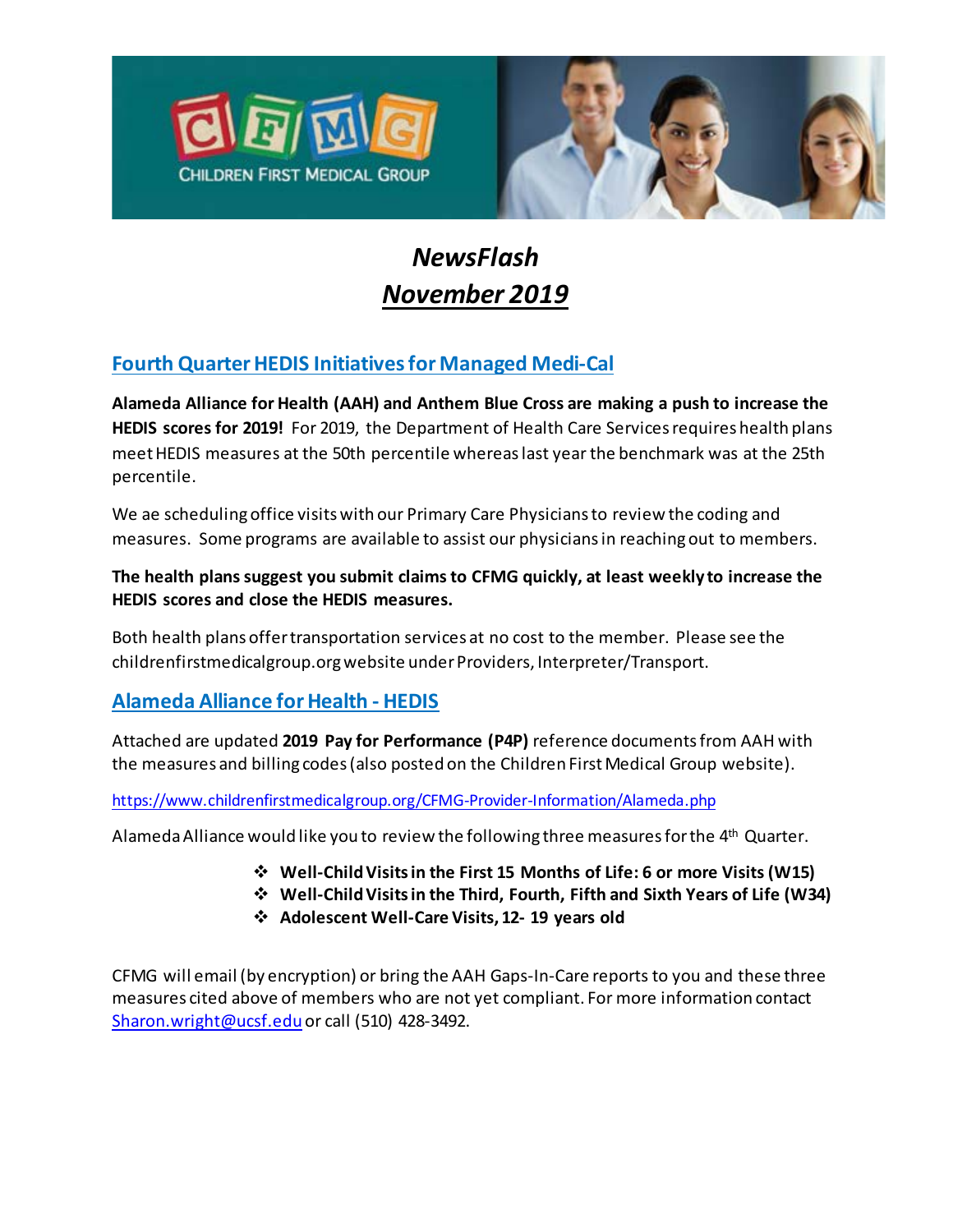CHILDREN FIRST MEDICAL GROUP

# *NewsFlash*
# ***November 2019***

## Fourth Quarter HEDIS Initiatives for Managed Medi-Cal

**Alameda Alliance for Health (AAH) and Anthem Blue Cross are making a push to increase the HEDIS scores for 2019!** For 2019, the Department of Health Care Services requires health plans meet HEDIS measures at the 50th percentile whereas last year the benchmark was at the 25th percentile.

We ae scheduling office visits with our Primary Care Physicians to review the coding and measures. Some programs are available to assist our physicians in reaching out to members.

**The health plans suggest you submit claims to CFMG quickly, at least weekly to increase the HEDIS scores and close the HEDIS measures.**

Both health plans offer transportation services at no cost to the member. Please see the childrenfirstmedicalgroup.org website under Providers, Interpreter/Transport.

## Alameda Alliance for Health - HEDIS

Attached are updated **2019 Pay for Performance (P4P)** reference documents from AAH with the measures and billing codes (also posted on the Children First Medical Group website).

https://www.childrenfirstmedicalgroup.org/CFMG-Provider-Information/Alameda.php

Alameda Alliance would like you to review the following three measures for the 4th Quarter.

- **Well-Child Visits in the First 15 Months of Life: 6 or more Visits (W15)**
- **Well-Child Visits in the Third, Fourth, Fifth and Sixth Years of Life (W34)**
- **Adolescent Well-Care Visits, 12- 19 years old**

CFMG will email (by encryption) or bring the AAH Gaps-In-Care reports to you and these three measures cited above of members who are not yet compliant. For more information contact Sharon.wright@ucsf.edu or call (510) 428-3492.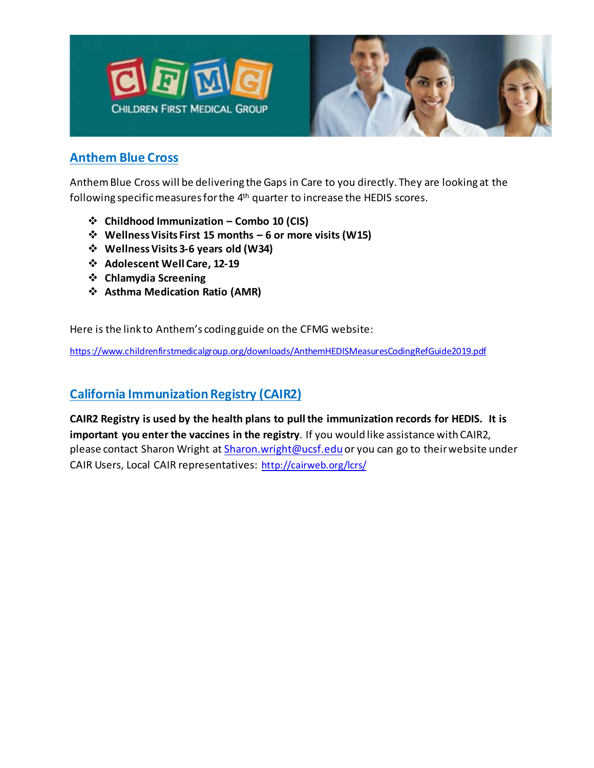## Anthem Blue Cross

Anthem Blue Cross will be delivering the Gaps in Care to you directly. They are looking at the following specific measures for the 4th quarter to increase the HEDIS scores.

- **Childhood Immunization – Combo 10 (CIS)**
- **Wellness Visits First 15 months – 6 or more visits (W15)**
- **Wellness Visits 3-6 years old (W34)**
- **Adolescent Well Care, 12-19**
- **Chlamydia Screening**
- **Asthma Medication Ratio (AMR)**

Here is the link to Anthem's coding guide on the CFMG website:

https://www.childrenfirstmedicalgroup.org/downloads/AnthemHEDISMeasuresCodingRefGuide2019.pdf

## California Immunization Registry (CAIR2)

**CAIR2 Registry is used by the health plans to pull the immunization records for HEDIS. It is important you enter the vaccines in the registry**. If you would like assistance with CAIR2, please contact Sharon Wright at Sharon.wright@ucsf.edu or you can go to their website under CAIR Users, Local CAIR representatives: http://cairweb.org/lcrs/